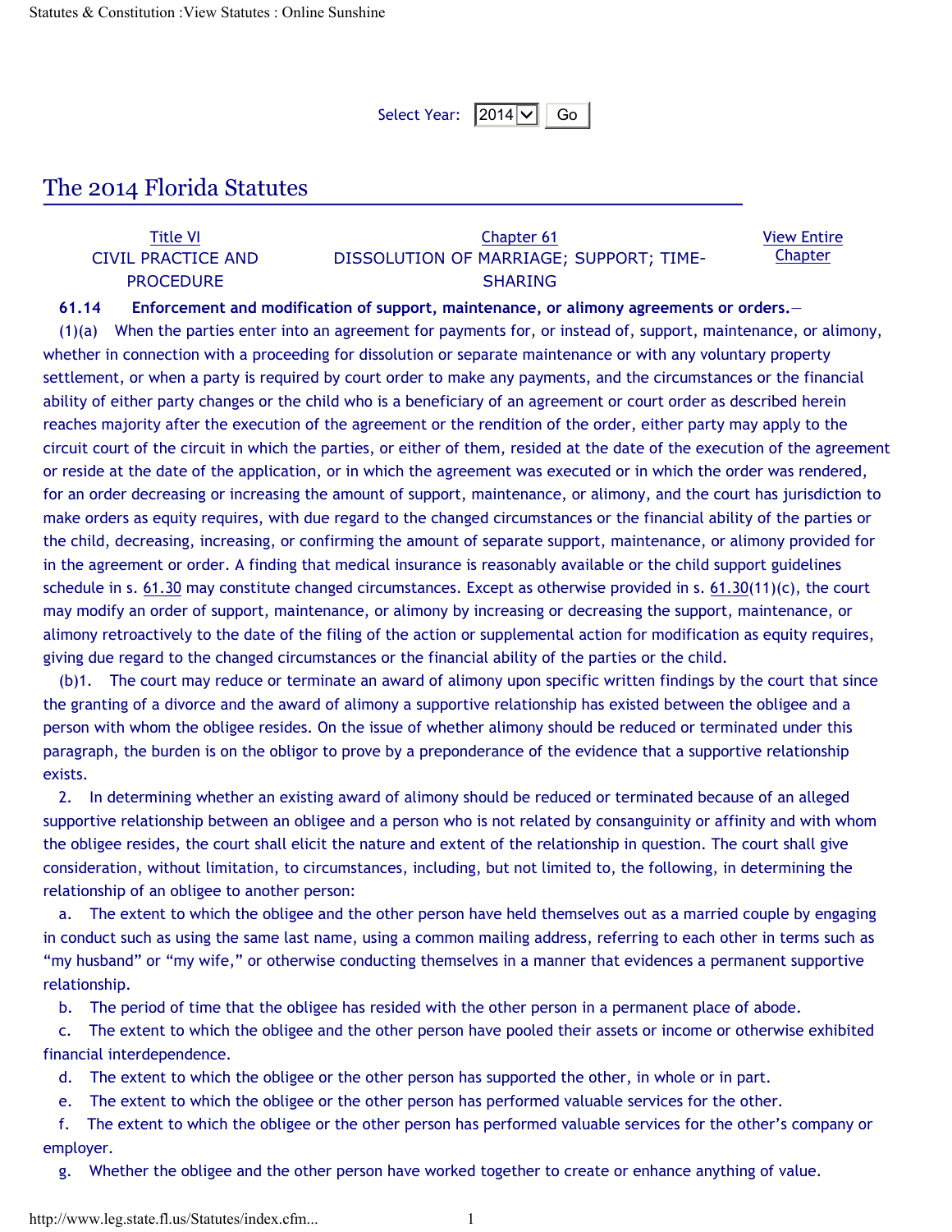Select Year: 2014 Go

# The 2014 Florida Statutes

| Title VI | Chapter 61 | View Entire Chapter |
|---|---|---|
| CIVIL PRACTICE AND PROCEDURE | DISSOLUTION OF MARRIAGE; SUPPORT; TIME-SHARING | |

**61.14 Enforcement and modification of support, maintenance, or alimony agreements or orders.**—

(1)(a) When the parties enter into an agreement for payments for, or instead of, support, maintenance, or alimony, whether in connection with a proceeding for dissolution or separate maintenance or with any voluntary property settlement, or when a party is required by court order to make any payments, and the circumstances or the financial ability of either party changes or the child who is a beneficiary of an agreement or court order as described herein reaches majority after the execution of the agreement or the rendition of the order, either party may apply to the circuit court of the circuit in which the parties, or either of them, resided at the date of the execution of the agreement or reside at the date of the application, or in which the agreement was executed or in which the order was rendered, for an order decreasing or increasing the amount of support, maintenance, or alimony, and the court has jurisdiction to make orders as equity requires, with due regard to the changed circumstances or the financial ability of the parties or the child, decreasing, increasing, or confirming the amount of separate support, maintenance, or alimony provided for in the agreement or order. A finding that medical insurance is reasonably available or the child support guidelines schedule in s. 61.30 may constitute changed circumstances. Except as otherwise provided in s. 61.30(11)(c), the court may modify an order of support, maintenance, or alimony by increasing or decreasing the support, maintenance, or alimony retroactively to the date of the filing of the action or supplemental action for modification as equity requires, giving due regard to the changed circumstances or the financial ability of the parties or the child.

(b)1. The court may reduce or terminate an award of alimony upon specific written findings by the court that since the granting of a divorce and the award of alimony a supportive relationship has existed between the obligee and a person with whom the obligee resides. On the issue of whether alimony should be reduced or terminated under this paragraph, the burden is on the obligor to prove by a preponderance of the evidence that a supportive relationship exists.

2. In determining whether an existing award of alimony should be reduced or terminated because of an alleged supportive relationship between an obligee and a person who is not related by consanguinity or affinity and with whom the obligee resides, the court shall elicit the nature and extent of the relationship in question. The court shall give consideration, without limitation, to circumstances, including, but not limited to, the following, in determining the relationship of an obligee to another person:

a. The extent to which the obligee and the other person have held themselves out as a married couple by engaging in conduct such as using the same last name, using a common mailing address, referring to each other in terms such as “my husband” or “my wife,” or otherwise conducting themselves in a manner that evidences a permanent supportive relationship.

b. The period of time that the obligee has resided with the other person in a permanent place of abode.

c. The extent to which the obligee and the other person have pooled their assets or income or otherwise exhibited financial interdependence.

d. The extent to which the obligee or the other person has supported the other, in whole or in part.

e. The extent to which the obligee or the other person has performed valuable services for the other.

f. The extent to which the obligee or the other person has performed valuable services for the other’s company or employer.

g. Whether the obligee and the other person have worked together to create or enhance anything of value.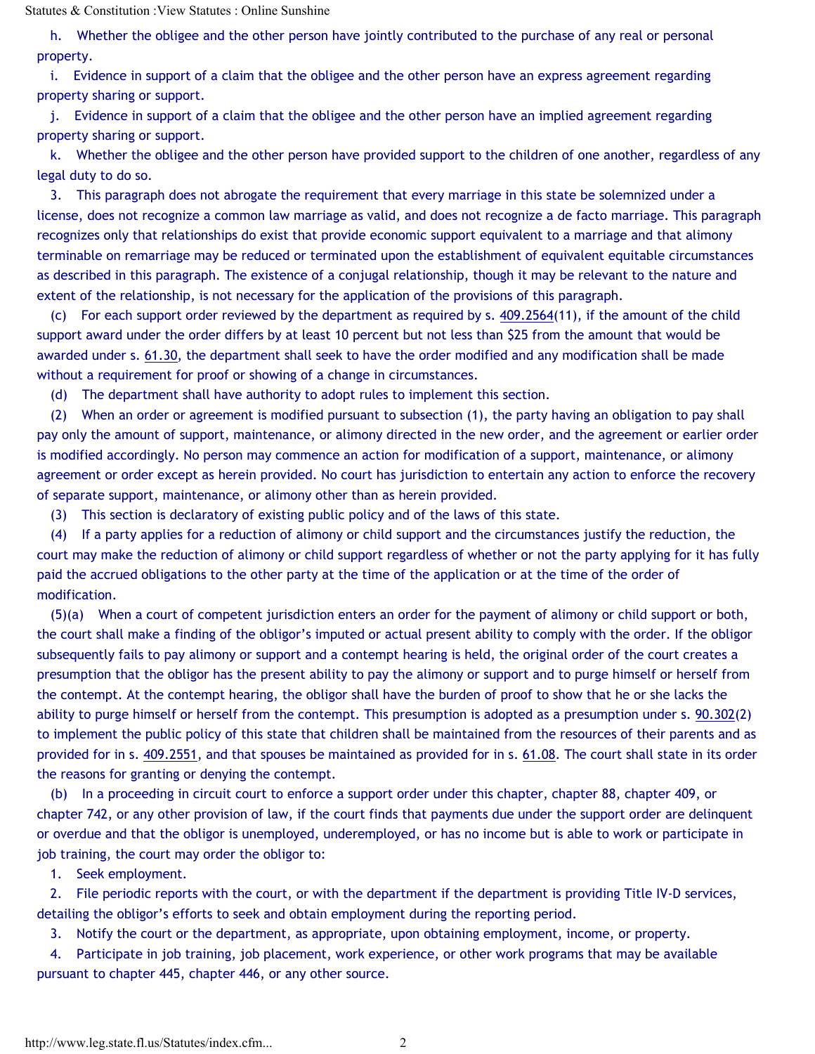h. Whether the obligee and the other person have jointly contributed to the purchase of any real or personal property.

i. Evidence in support of a claim that the obligee and the other person have an express agreement regarding property sharing or support.

j. Evidence in support of a claim that the obligee and the other person have an implied agreement regarding property sharing or support.

k. Whether the obligee and the other person have provided support to the children of one another, regardless of any legal duty to do so.

3. This paragraph does not abrogate the requirement that every marriage in this state be solemnized under a license, does not recognize a common law marriage as valid, and does not recognize a de facto marriage. This paragraph recognizes only that relationships do exist that provide economic support equivalent to a marriage and that alimony terminable on remarriage may be reduced or terminated upon the establishment of equivalent equitable circumstances as described in this paragraph. The existence of a conjugal relationship, though it may be relevant to the nature and extent of the relationship, is not necessary for the application of the provisions of this paragraph.

(c) For each support order reviewed by the department as required by s. 409.2564(11), if the amount of the child support award under the order differs by at least 10 percent but not less than $25 from the amount that would be awarded under s. 61.30, the department shall seek to have the order modified and any modification shall be made without a requirement for proof or showing of a change in circumstances.

(d) The department shall have authority to adopt rules to implement this section.

(2) When an order or agreement is modified pursuant to subsection (1), the party having an obligation to pay shall pay only the amount of support, maintenance, or alimony directed in the new order, and the agreement or earlier order is modified accordingly. No person may commence an action for modification of a support, maintenance, or alimony agreement or order except as herein provided. No court has jurisdiction to entertain any action to enforce the recovery of separate support, maintenance, or alimony other than as herein provided.

(3) This section is declaratory of existing public policy and of the laws of this state.

(4) If a party applies for a reduction of alimony or child support and the circumstances justify the reduction, the court may make the reduction of alimony or child support regardless of whether or not the party applying for it has fully paid the accrued obligations to the other party at the time of the application or at the time of the order of modification.

(5)(a) When a court of competent jurisdiction enters an order for the payment of alimony or child support or both, the court shall make a finding of the obligor's imputed or actual present ability to comply with the order. If the obligor subsequently fails to pay alimony or support and a contempt hearing is held, the original order of the court creates a presumption that the obligor has the present ability to pay the alimony or support and to purge himself or herself from the contempt. At the contempt hearing, the obligor shall have the burden of proof to show that he or she lacks the ability to purge himself or herself from the contempt. This presumption is adopted as a presumption under s. 90.302(2) to implement the public policy of this state that children shall be maintained from the resources of their parents and as provided for in s. 409.2551, and that spouses be maintained as provided for in s. 61.08. The court shall state in its order the reasons for granting or denying the contempt.

(b) In a proceeding in circuit court to enforce a support order under this chapter, chapter 88, chapter 409, or chapter 742, or any other provision of law, if the court finds that payments due under the support order are delinquent or overdue and that the obligor is unemployed, underemployed, or has no income but is able to work or participate in job training, the court may order the obligor to:

1. Seek employment.

2. File periodic reports with the court, or with the department if the department is providing Title IV-D services, detailing the obligor's efforts to seek and obtain employment during the reporting period.

3. Notify the court or the department, as appropriate, upon obtaining employment, income, or property.

4. Participate in job training, job placement, work experience, or other work programs that may be available pursuant to chapter 445, chapter 446, or any other source.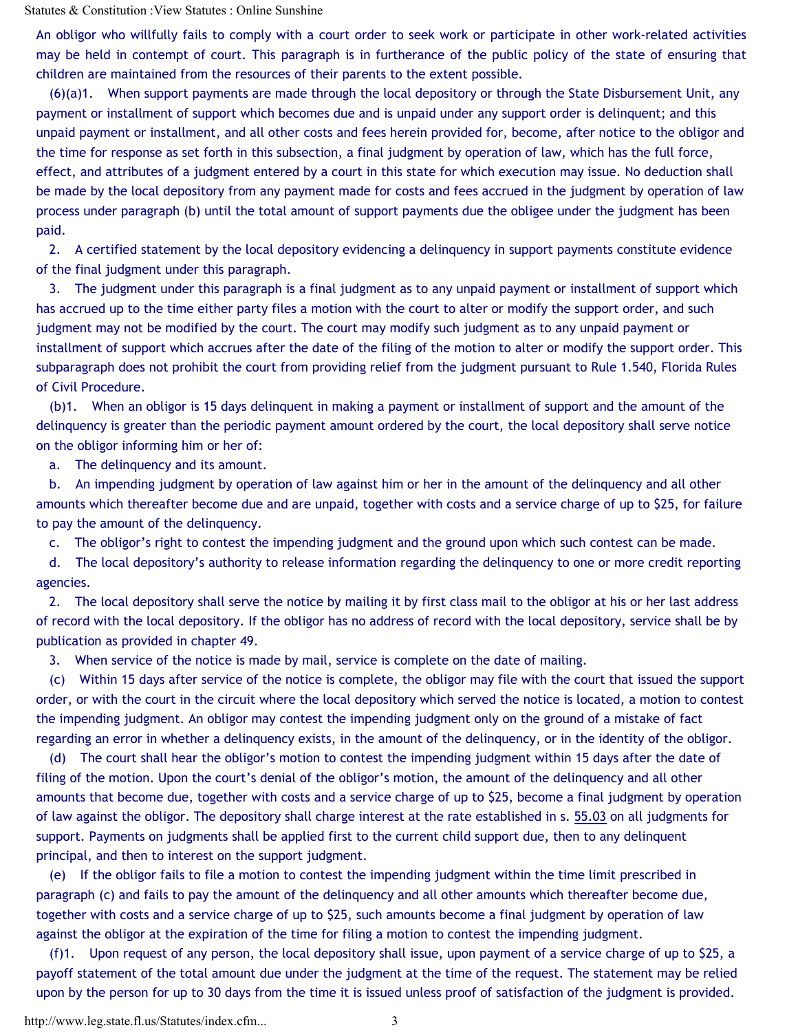An obligor who willfully fails to comply with a court order to seek work or participate in other work-related activities may be held in contempt of court. This paragraph is in furtherance of the public policy of the state of ensuring that children are maintained from the resources of their parents to the extent possible.

(6)(a)1. When support payments are made through the local depository or through the State Disbursement Unit, any payment or installment of support which becomes due and is unpaid under any support order is delinquent; and this unpaid payment or installment, and all other costs and fees herein provided for, become, after notice to the obligor and the time for response as set forth in this subsection, a final judgment by operation of law, which has the full force, effect, and attributes of a judgment entered by a court in this state for which execution may issue. No deduction shall be made by the local depository from any payment made for costs and fees accrued in the judgment by operation of law process under paragraph (b) until the total amount of support payments due the obligee under the judgment has been paid.

2. A certified statement by the local depository evidencing a delinquency in support payments constitute evidence of the final judgment under this paragraph.

3. The judgment under this paragraph is a final judgment as to any unpaid payment or installment of support which has accrued up to the time either party files a motion with the court to alter or modify the support order, and such judgment may not be modified by the court. The court may modify such judgment as to any unpaid payment or installment of support which accrues after the date of the filing of the motion to alter or modify the support order. This subparagraph does not prohibit the court from providing relief from the judgment pursuant to Rule 1.540, Florida Rules of Civil Procedure.

(b)1. When an obligor is 15 days delinquent in making a payment or installment of support and the amount of the delinquency is greater than the periodic payment amount ordered by the court, the local depository shall serve notice on the obligor informing him or her of:

a. The delinquency and its amount.

b. An impending judgment by operation of law against him or her in the amount of the delinquency and all other amounts which thereafter become due and are unpaid, together with costs and a service charge of up to $25, for failure to pay the amount of the delinquency.

c. The obligor's right to contest the impending judgment and the ground upon which such contest can be made.

d. The local depository's authority to release information regarding the delinquency to one or more credit reporting agencies.

2. The local depository shall serve the notice by mailing it by first class mail to the obligor at his or her last address of record with the local depository. If the obligor has no address of record with the local depository, service shall be by publication as provided in chapter 49.

3. When service of the notice is made by mail, service is complete on the date of mailing.

(c) Within 15 days after service of the notice is complete, the obligor may file with the court that issued the support order, or with the court in the circuit where the local depository which served the notice is located, a motion to contest the impending judgment. An obligor may contest the impending judgment only on the ground of a mistake of fact regarding an error in whether a delinquency exists, in the amount of the delinquency, or in the identity of the obligor.

(d) The court shall hear the obligor's motion to contest the impending judgment within 15 days after the date of filing of the motion. Upon the court's denial of the obligor's motion, the amount of the delinquency and all other amounts that become due, together with costs and a service charge of up to $25, become a final judgment by operation of law against the obligor. The depository shall charge interest at the rate established in s. 55.03 on all judgments for support. Payments on judgments shall be applied first to the current child support due, then to any delinquent principal, and then to interest on the support judgment.

(e) If the obligor fails to file a motion to contest the impending judgment within the time limit prescribed in paragraph (c) and fails to pay the amount of the delinquency and all other amounts which thereafter become due, together with costs and a service charge of up to $25, such amounts become a final judgment by operation of law against the obligor at the expiration of the time for filing a motion to contest the impending judgment.

(f)1. Upon request of any person, the local depository shall issue, upon payment of a service charge of up to $25, a payoff statement of the total amount due under the judgment at the time of the request. The statement may be relied upon by the person for up to 30 days from the time it is issued unless proof of satisfaction of the judgment is provided.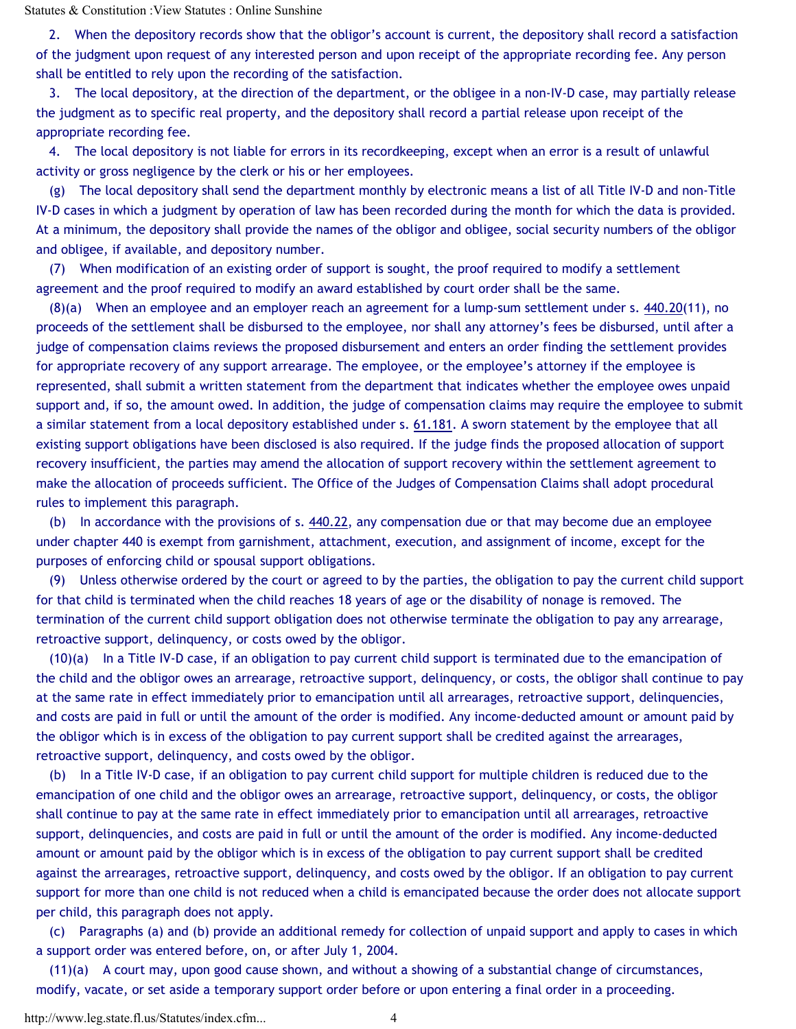2. When the depository records show that the obligor's account is current, the depository shall record a satisfaction of the judgment upon request of any interested person and upon receipt of the appropriate recording fee. Any person shall be entitled to rely upon the recording of the satisfaction.

3. The local depository, at the direction of the department, or the obligee in a non-IV-D case, may partially release the judgment as to specific real property, and the depository shall record a partial release upon receipt of the appropriate recording fee.

4. The local depository is not liable for errors in its recordkeeping, except when an error is a result of unlawful activity or gross negligence by the clerk or his or her employees.

(g) The local depository shall send the department monthly by electronic means a list of all Title IV-D and non-Title IV-D cases in which a judgment by operation of law has been recorded during the month for which the data is provided. At a minimum, the depository shall provide the names of the obligor and obligee, social security numbers of the obligor and obligee, if available, and depository number.

(7) When modification of an existing order of support is sought, the proof required to modify a settlement agreement and the proof required to modify an award established by court order shall be the same.

(8)(a) When an employee and an employer reach an agreement for a lump-sum settlement under s. 440.20(11), no proceeds of the settlement shall be disbursed to the employee, nor shall any attorney's fees be disbursed, until after a judge of compensation claims reviews the proposed disbursement and enters an order finding the settlement provides for appropriate recovery of any support arrearage. The employee, or the employee's attorney if the employee is represented, shall submit a written statement from the department that indicates whether the employee owes unpaid support and, if so, the amount owed. In addition, the judge of compensation claims may require the employee to submit a similar statement from a local depository established under s. 61.181. A sworn statement by the employee that all existing support obligations have been disclosed is also required. If the judge finds the proposed allocation of support recovery insufficient, the parties may amend the allocation of support recovery within the settlement agreement to make the allocation of proceeds sufficient. The Office of the Judges of Compensation Claims shall adopt procedural rules to implement this paragraph.

(b) In accordance with the provisions of s. 440.22, any compensation due or that may become due an employee under chapter 440 is exempt from garnishment, attachment, execution, and assignment of income, except for the purposes of enforcing child or spousal support obligations.

(9) Unless otherwise ordered by the court or agreed to by the parties, the obligation to pay the current child support for that child is terminated when the child reaches 18 years of age or the disability of nonage is removed. The termination of the current child support obligation does not otherwise terminate the obligation to pay any arrearage, retroactive support, delinquency, or costs owed by the obligor.

(10)(a) In a Title IV-D case, if an obligation to pay current child support is terminated due to the emancipation of the child and the obligor owes an arrearage, retroactive support, delinquency, or costs, the obligor shall continue to pay at the same rate in effect immediately prior to emancipation until all arrearages, retroactive support, delinquencies, and costs are paid in full or until the amount of the order is modified. Any income-deducted amount or amount paid by the obligor which is in excess of the obligation to pay current support shall be credited against the arrearages, retroactive support, delinquency, and costs owed by the obligor.

(b) In a Title IV-D case, if an obligation to pay current child support for multiple children is reduced due to the emancipation of one child and the obligor owes an arrearage, retroactive support, delinquency, or costs, the obligor shall continue to pay at the same rate in effect immediately prior to emancipation until all arrearages, retroactive support, delinquencies, and costs are paid in full or until the amount of the order is modified. Any income-deducted amount or amount paid by the obligor which is in excess of the obligation to pay current support shall be credited against the arrearages, retroactive support, delinquency, and costs owed by the obligor. If an obligation to pay current support for more than one child is not reduced when a child is emancipated because the order does not allocate support per child, this paragraph does not apply.

(c) Paragraphs (a) and (b) provide an additional remedy for collection of unpaid support and apply to cases in which a support order was entered before, on, or after July 1, 2004.

(11)(a) A court may, upon good cause shown, and without a showing of a substantial change of circumstances, modify, vacate, or set aside a temporary support order before or upon entering a final order in a proceeding.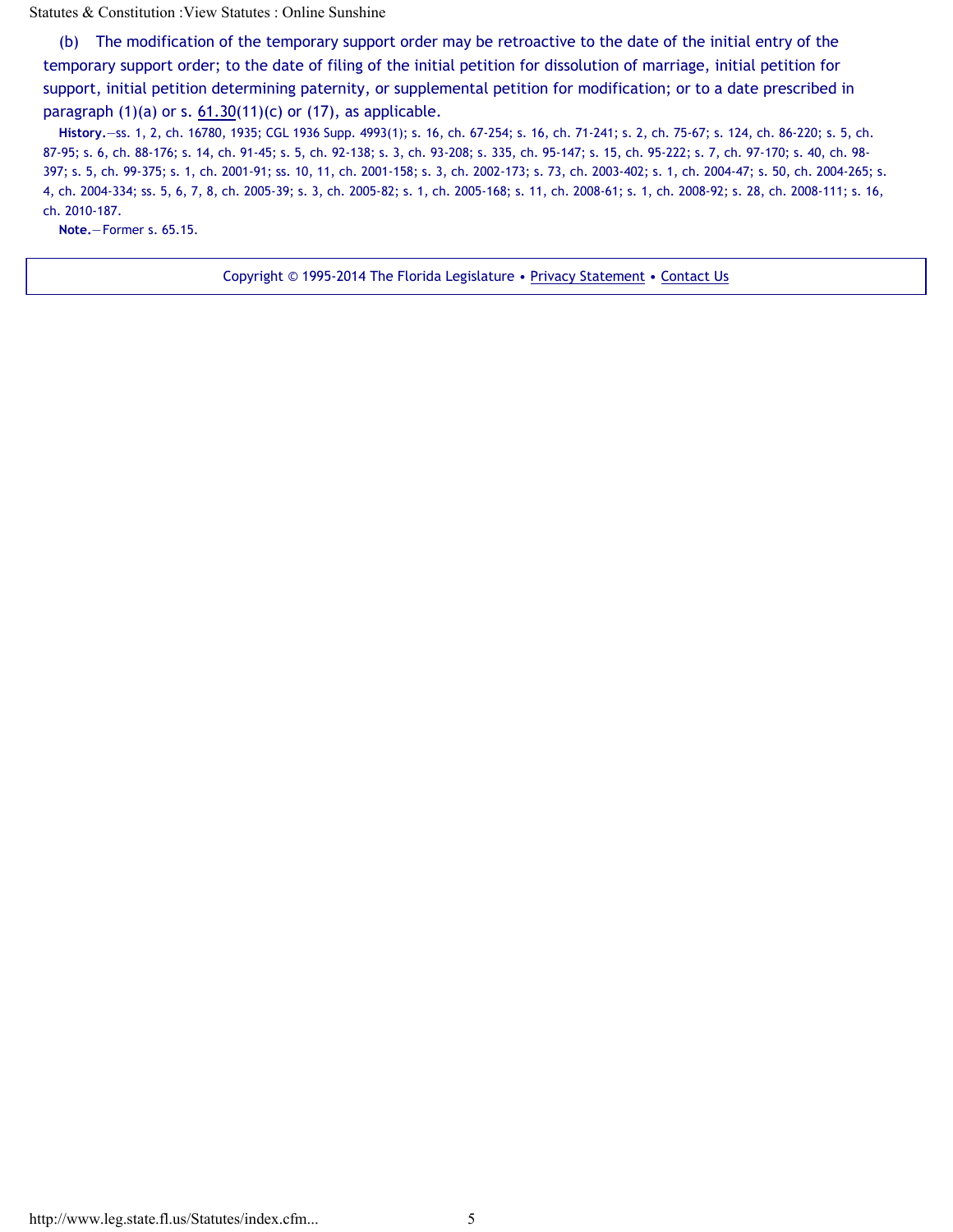(b) The modification of the temporary support order may be retroactive to the date of the initial entry of the temporary support order; to the date of filing of the initial petition for dissolution of marriage, initial petition for support, initial petition determining paternity, or supplemental petition for modification; or to a date prescribed in paragraph (1)(a) or s. 61.30(11)(c) or (17), as applicable.

**History.**—ss. 1, 2, ch. 16780, 1935; CGL 1936 Supp. 4993(1); s. 16, ch. 67-254; s. 16, ch. 71-241; s. 2, ch. 75-67; s. 124, ch. 86-220; s. 5, ch. 87-95; s. 6, ch. 88-176; s. 14, ch. 91-45; s. 5, ch. 92-138; s. 3, ch. 93-208; s. 335, ch. 95-147; s. 15, ch. 95-222; s. 7, ch. 97-170; s. 40, ch. 98-397; s. 5, ch. 99-375; s. 1, ch. 2001-91; ss. 10, 11, ch. 2001-158; s. 3, ch. 2002-173; s. 73, ch. 2003-402; s. 1, ch. 2004-47; s. 50, ch. 2004-265; s. 4, ch. 2004-334; ss. 5, 6, 7, 8, ch. 2005-39; s. 3, ch. 2005-82; s. 1, ch. 2005-168; s. 11, ch. 2008-61; s. 1, ch. 2008-92; s. 28, ch. 2008-111; s. 16, ch. 2010-187.

**Note.**—Former s. 65.15.

Copyright © 1995-2014 The Florida Legislature • Privacy Statement • Contact Us